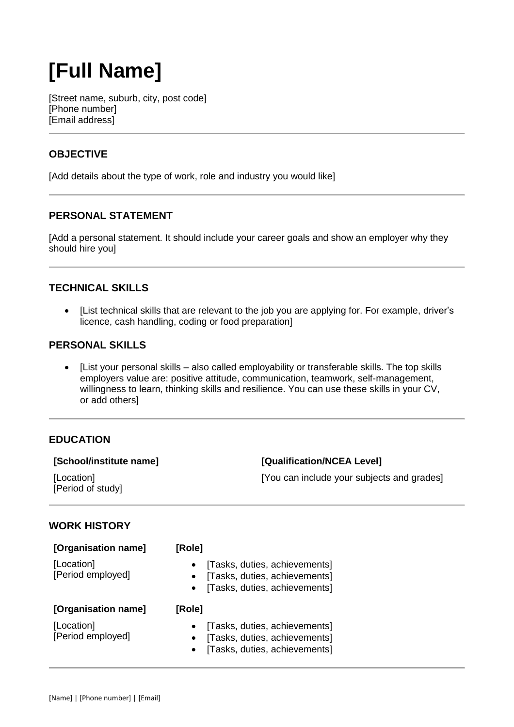# [Full Name]

[Street name, suburb, city, post code]
[Phone number]
[Email address]

---

## OBJECTIVE

[Add details about the type of work, role and industry you would like]

---

## PERSONAL STATEMENT

[Add a personal statement. It should include your career goals and show an employer why they should hire you]

---

## TECHNICAL SKILLS

- [List technical skills that are relevant to the job you are applying for. For example, driver's licence, cash handling, coding or food preparation]

## PERSONAL SKILLS

- [List your personal skills – also called employability or transferable skills. The top skills employers value are: positive attitude, communication, teamwork, self-management, willingness to learn, thinking skills and resilience. You can use these skills in your CV, or add others]

---

## EDUCATION

**[School/institute name]**

[Location]
[Period of study]

**[Qualification/NCEA Level]**

[You can include your subjects and grades]

---

## WORK HISTORY

**[Organisation name]**

[Location]
[Period employed]

**[Role]**

- [Tasks, duties, achievements]
- [Tasks, duties, achievements]
- [Tasks, duties, achievements]

**[Organisation name]**

[Location]
[Period employed]

**[Role]**

- [Tasks, duties, achievements]
- [Tasks, duties, achievements]
- [Tasks, duties, achievements]

---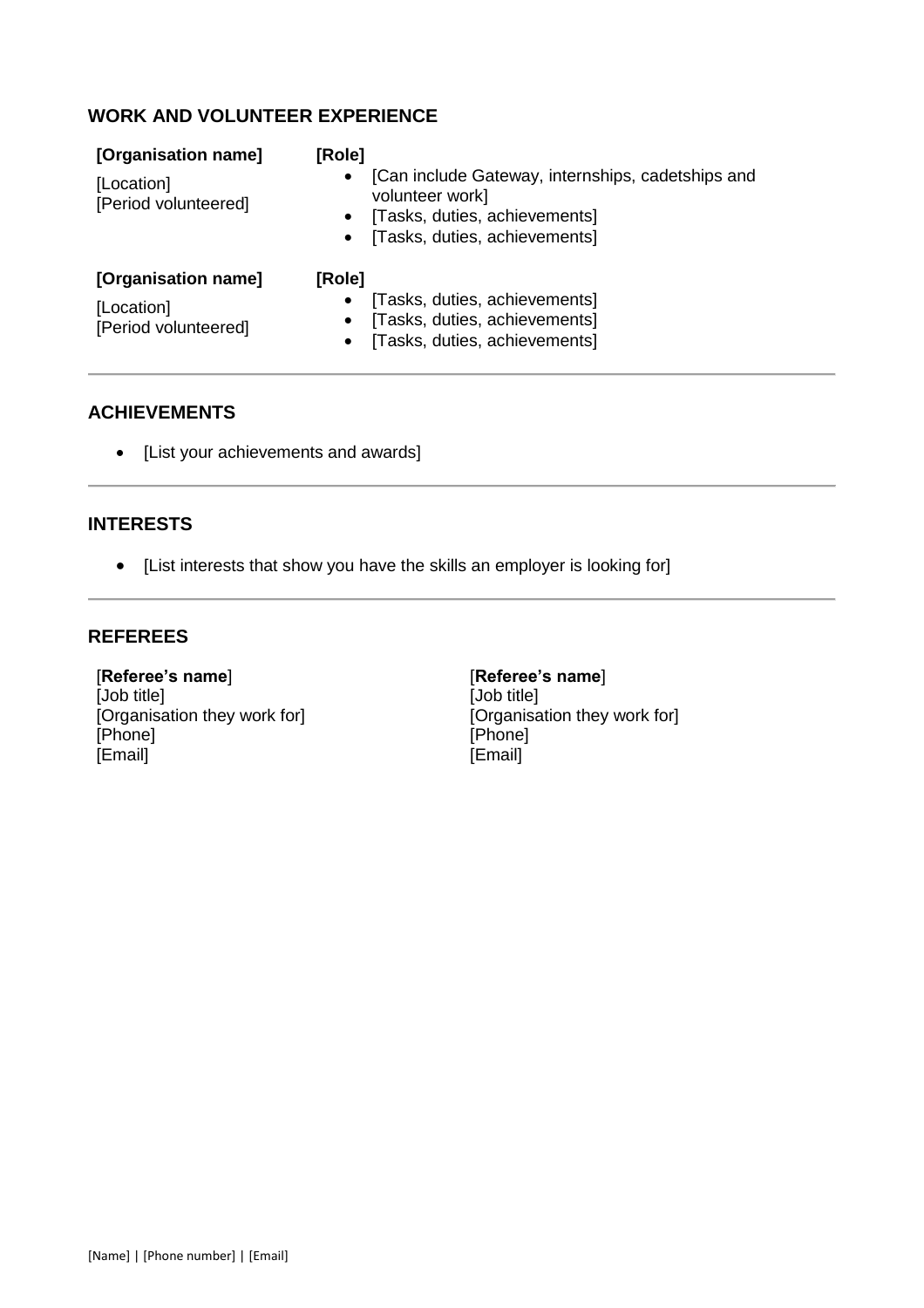## WORK AND VOLUNTEER EXPERIENCE

**[Organisation name]**

[Location]
[Period volunteered]

**[Role]**

- [Can include Gateway, internships, cadetships and volunteer work]
- [Tasks, duties, achievements]
- [Tasks, duties, achievements]

**[Organisation name]**

[Location]
[Period volunteered]

**[Role]**

- [Tasks, duties, achievements]
- [Tasks, duties, achievements]
- [Tasks, duties, achievements]

---

## ACHIEVEMENTS

- [List your achievements and awards]

---

## INTERESTS

- [List interests that show you have the skills an employer is looking for]

---

## REFEREES

[**Referee's name**]
[Job title]
[Organisation they work for]
[Phone]
[Email]

[**Referee's name**]
[Job title]
[Organisation they work for]
[Phone]
[Email]